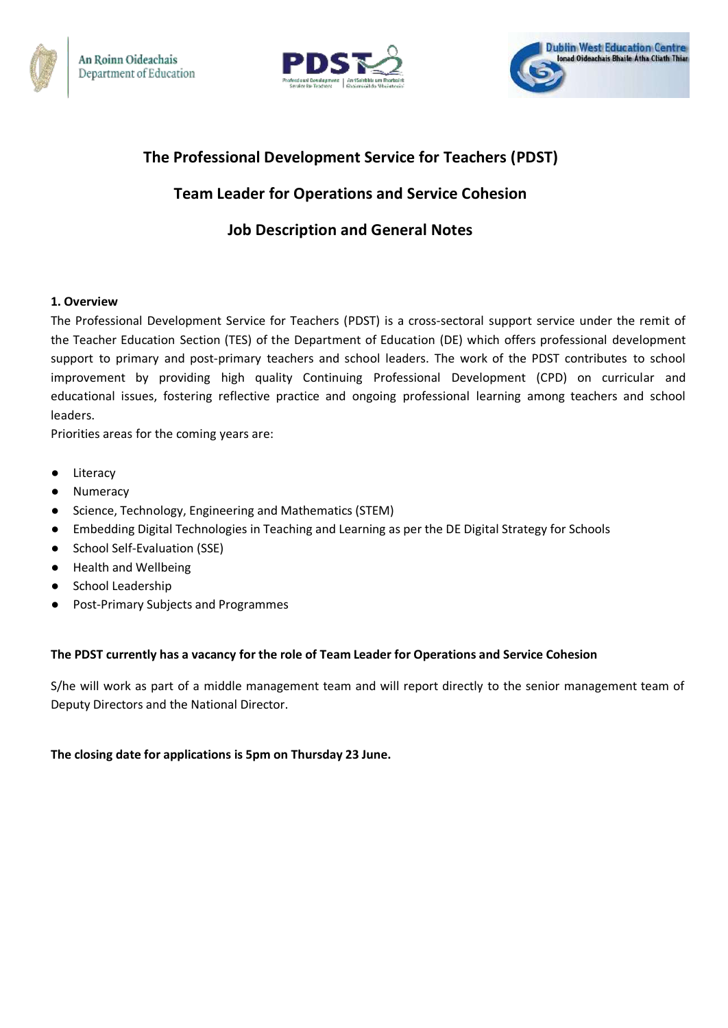# The Professional Development Service for Teachers (PDST)

## Team Leader for Operations and Service Cohesion

## Job Description and General Notes

**1. Overview**

The Professional Development Service for Teachers (PDST) is a cross-sectoral support service under the remit of the Teacher Education Section (TES) of the Department of Education (DE) which offers professional development support to primary and post-primary teachers and school leaders. The work of the PDST contributes to school improvement by providing high quality Continuing Professional Development (CPD) on curricular and educational issues, fostering reflective practice and ongoing professional learning among teachers and school leaders.

Priorities areas for the coming years are:

- Literacy
- Numeracy
- Science, Technology, Engineering and Mathematics (STEM)
- Embedding Digital Technologies in Teaching and Learning as per the DE Digital Strategy for Schools
- School Self-Evaluation (SSE)
- Health and Wellbeing
- School Leadership
- Post-Primary Subjects and Programmes

**The PDST currently has a vacancy for the role of Team Leader for Operations and Service Cohesion**

S/he will work as part of a middle management team and will report directly to the senior management team of Deputy Directors and the National Director.

**The closing date for applications is 5pm on Thursday 23 June.**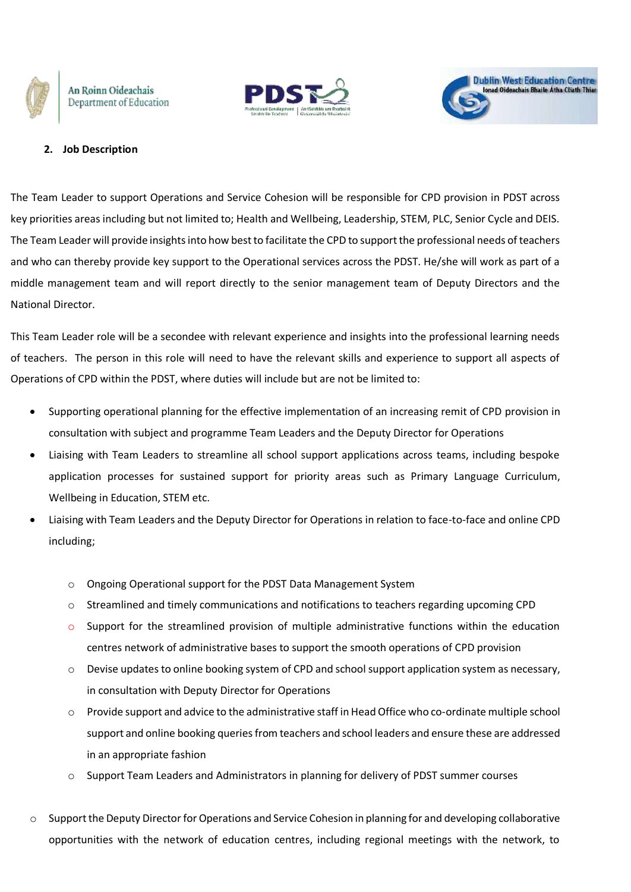## 2. Job Description

The Team Leader to support Operations and Service Cohesion will be responsible for CPD provision in PDST across key priorities areas including but not limited to; Health and Wellbeing, Leadership, STEM, PLC, Senior Cycle and DEIS. The Team Leader will provide insights into how best to facilitate the CPD to support the professional needs of teachers and who can thereby provide key support to the Operational services across the PDST. He/she will work as part of a middle management team and will report directly to the senior management team of Deputy Directors and the National Director.

This Team Leader role will be a secondee with relevant experience and insights into the professional learning needs of teachers. The person in this role will need to have the relevant skills and experience to support all aspects of Operations of CPD within the PDST, where duties will include but are not be limited to:

- Supporting operational planning for the effective implementation of an increasing remit of CPD provision in consultation with subject and programme Team Leaders and the Deputy Director for Operations
- Liaising with Team Leaders to streamline all school support applications across teams, including bespoke application processes for sustained support for priority areas such as Primary Language Curriculum, Wellbeing in Education, STEM etc.
- Liaising with Team Leaders and the Deputy Director for Operations in relation to face-to-face and online CPD including;
  - Ongoing Operational support for the PDST Data Management System
  - Streamlined and timely communications and notifications to teachers regarding upcoming CPD
  - Support for the streamlined provision of multiple administrative functions within the education centres network of administrative bases to support the smooth operations of CPD provision
  - Devise updates to online booking system of CPD and school support application system as necessary, in consultation with Deputy Director for Operations
  - Provide support and advice to the administrative staff in Head Office who co-ordinate multiple school support and online booking queries from teachers and school leaders and ensure these are addressed in an appropriate fashion
  - Support Team Leaders and Administrators in planning for delivery of PDST summer courses

- Support the Deputy Director for Operations and Service Cohesion in planning for and developing collaborative opportunities with the network of education centres, including regional meetings with the network, to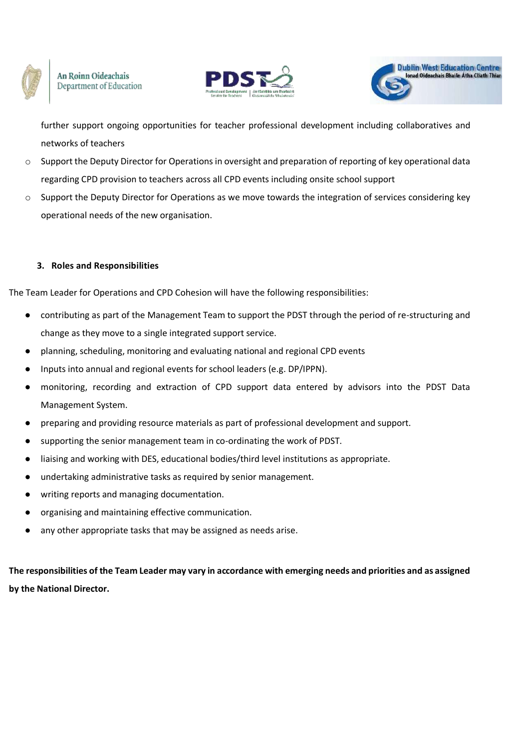further support ongoing opportunities for teacher professional development including collaboratives and networks of teachers

- Support the Deputy Director for Operations in oversight and preparation of reporting of key operational data regarding CPD provision to teachers across all CPD events including onsite school support
- Support the Deputy Director for Operations as we move towards the integration of services considering key operational needs of the new organisation.

## 3. Roles and Responsibilities

The Team Leader for Operations and CPD Cohesion will have the following responsibilities:

- contributing as part of the Management Team to support the PDST through the period of re-structuring and change as they move to a single integrated support service.
- planning, scheduling, monitoring and evaluating national and regional CPD events
- Inputs into annual and regional events for school leaders (e.g. DP/IPPN).
- monitoring, recording and extraction of CPD support data entered by advisors into the PDST Data Management System.
- preparing and providing resource materials as part of professional development and support.
- supporting the senior management team in co-ordinating the work of PDST.
- liaising and working with DES, educational bodies/third level institutions as appropriate.
- undertaking administrative tasks as required by senior management.
- writing reports and managing documentation.
- organising and maintaining effective communication.
- any other appropriate tasks that may be assigned as needs arise.

**The responsibilities of the Team Leader may vary in accordance with emerging needs and priorities and as assigned by the National Director.**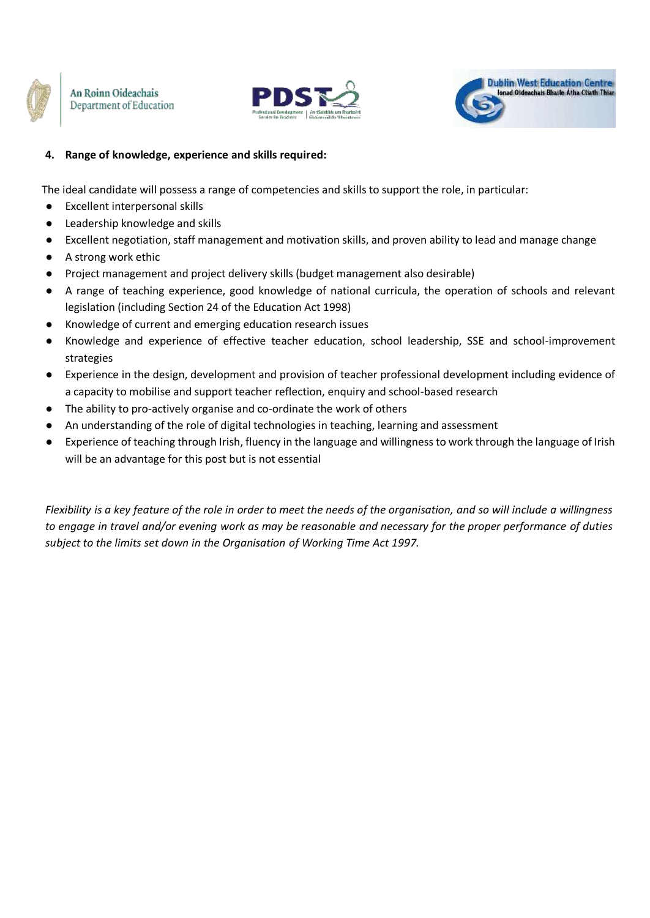**4. Range of knowledge, experience and skills required:**

The ideal candidate will possess a range of competencies and skills to support the role, in particular:

- Excellent interpersonal skills
- Leadership knowledge and skills
- Excellent negotiation, staff management and motivation skills, and proven ability to lead and manage change
- A strong work ethic
- Project management and project delivery skills (budget management also desirable)
- A range of teaching experience, good knowledge of national curricula, the operation of schools and relevant legislation (including Section 24 of the Education Act 1998)
- Knowledge of current and emerging education research issues
- Knowledge and experience of effective teacher education, school leadership, SSE and school-improvement strategies
- Experience in the design, development and provision of teacher professional development including evidence of a capacity to mobilise and support teacher reflection, enquiry and school-based research
- The ability to pro-actively organise and co-ordinate the work of others
- An understanding of the role of digital technologies in teaching, learning and assessment
- Experience of teaching through Irish, fluency in the language and willingness to work through the language of Irish will be an advantage for this post but is not essential

*Flexibility is a key feature of the role in order to meet the needs of the organisation, and so will include a willingness to engage in travel and/or evening work as may be reasonable and necessary for the proper performance of duties subject to the limits set down in the Organisation of Working Time Act 1997.*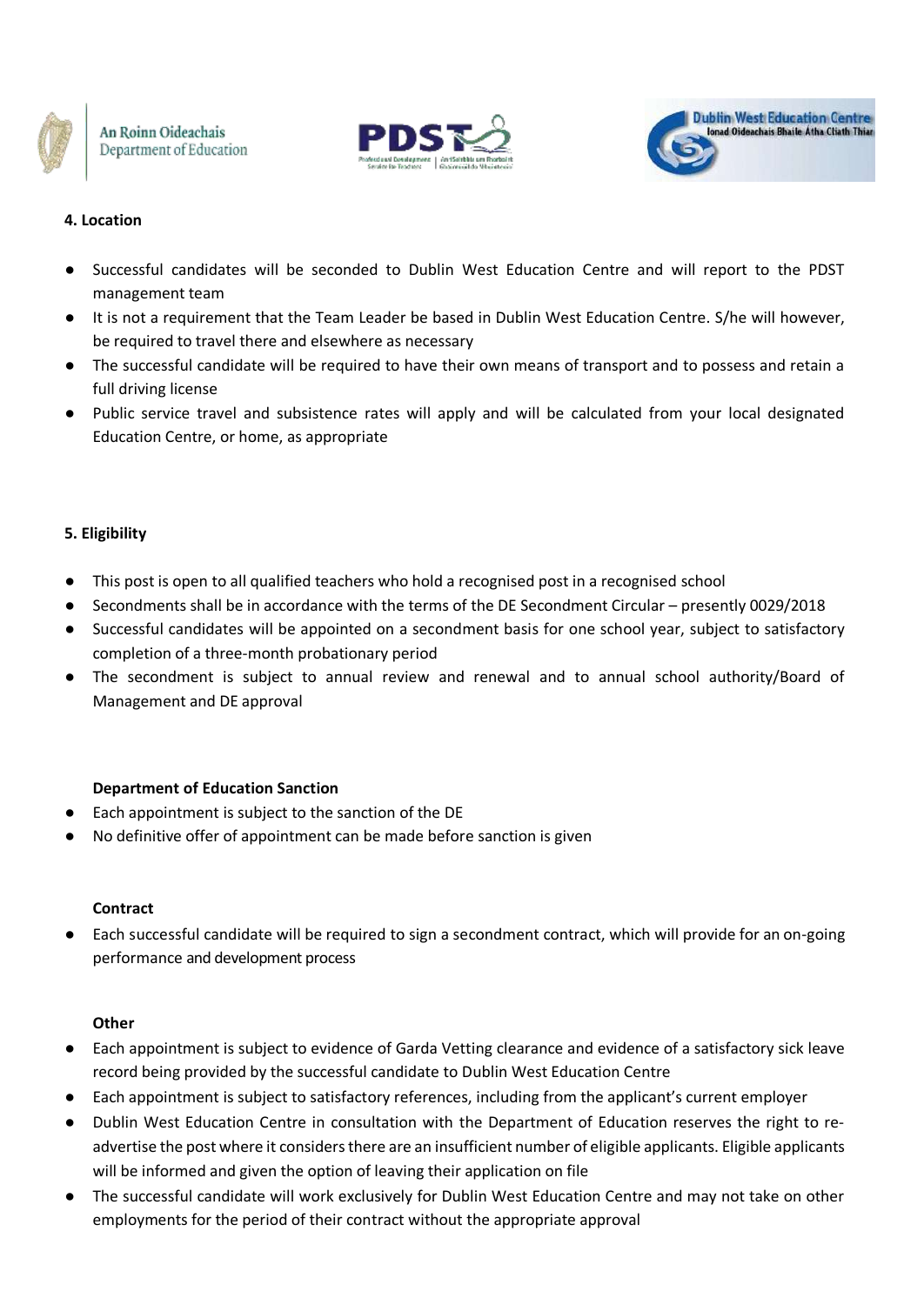#### 4. Location

- Successful candidates will be seconded to Dublin West Education Centre and will report to the PDST management team
- It is not a requirement that the Team Leader be based in Dublin West Education Centre. S/he will however, be required to travel there and elsewhere as necessary
- The successful candidate will be required to have their own means of transport and to possess and retain a full driving license
- Public service travel and subsistence rates will apply and will be calculated from your local designated Education Centre, or home, as appropriate

#### 5. Eligibility

- This post is open to all qualified teachers who hold a recognised post in a recognised school
- Secondments shall be in accordance with the terms of the DE Secondment Circular – presently 0029/2018
- Successful candidates will be appointed on a secondment basis for one school year, subject to satisfactory completion of a three-month probationary period
- The secondment is subject to annual review and renewal and to annual school authority/Board of Management and DE approval

**Department of Education Sanction**

- Each appointment is subject to the sanction of the DE
- No definitive offer of appointment can be made before sanction is given

**Contract**

- Each successful candidate will be required to sign a secondment contract, which will provide for an on-going performance and development process

**Other**

- Each appointment is subject to evidence of Garda Vetting clearance and evidence of a satisfactory sick leave record being provided by the successful candidate to Dublin West Education Centre
- Each appointment is subject to satisfactory references, including from the applicant's current employer
- Dublin West Education Centre in consultation with the Department of Education reserves the right to re-advertise the post where it considers there are an insufficient number of eligible applicants. Eligible applicants will be informed and given the option of leaving their application on file
- The successful candidate will work exclusively for Dublin West Education Centre and may not take on other employments for the period of their contract without the appropriate approval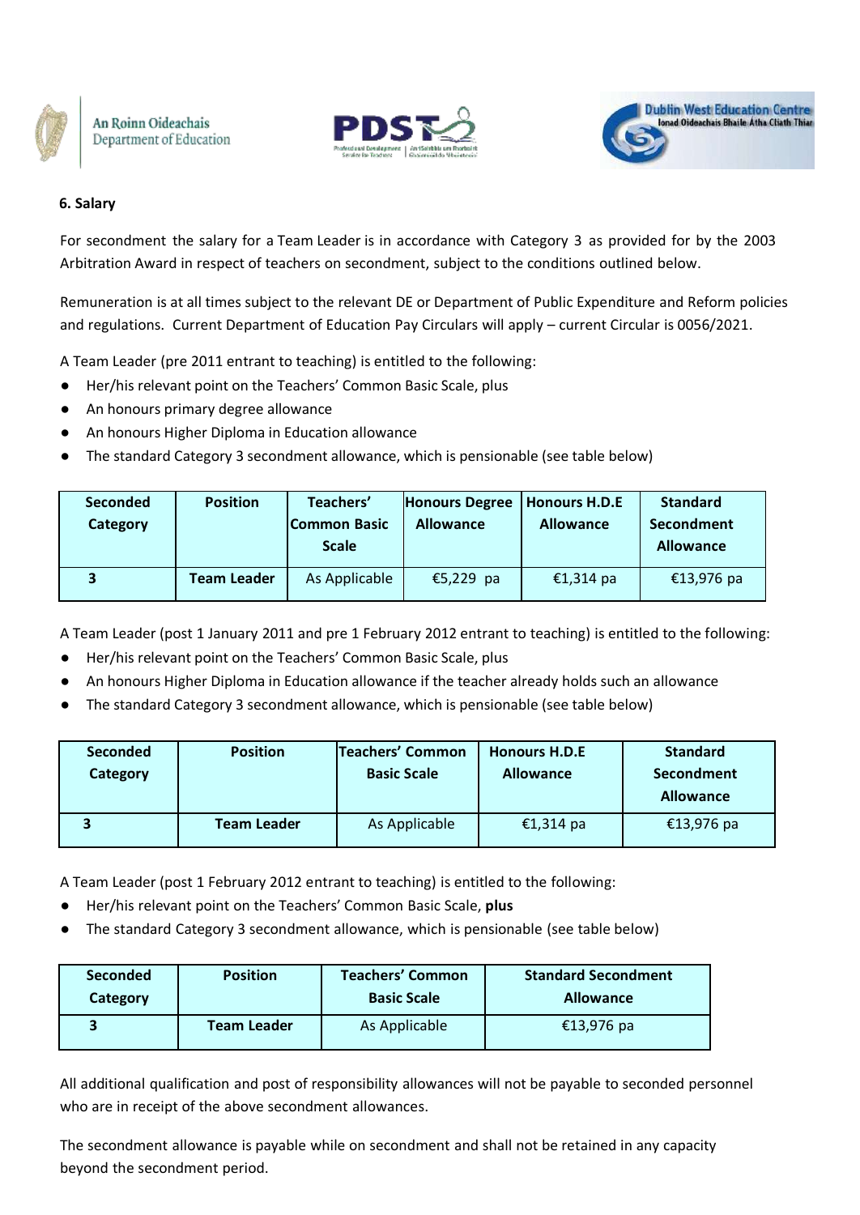## 6. Salary

For secondment the salary for a Team Leader is in accordance with Category 3 as provided for by the 2003 Arbitration Award in respect of teachers on secondment, subject to the conditions outlined below.

Remuneration is at all times subject to the relevant DE or Department of Public Expenditure and Reform policies and regulations. Current Department of Education Pay Circulars will apply – current Circular is 0056/2021.

A Team Leader (pre 2011 entrant to teaching) is entitled to the following:

- Her/his relevant point on the Teachers' Common Basic Scale, plus
- An honours primary degree allowance
- An honours Higher Diploma in Education allowance
- The standard Category 3 secondment allowance, which is pensionable (see table below)

| Seconded Category | Position | Teachers' Common Basic Scale | Honours Degree Allowance | Honours H.D.E Allowance | Standard Secondment Allowance |
|---|---|---|---|---|---|
| 3 | Team Leader | As Applicable | €5,229 pa | €1,314 pa | €13,976 pa |

A Team Leader (post 1 January 2011 and pre 1 February 2012 entrant to teaching) is entitled to the following:

- Her/his relevant point on the Teachers' Common Basic Scale, plus
- An honours Higher Diploma in Education allowance if the teacher already holds such an allowance
- The standard Category 3 secondment allowance, which is pensionable (see table below)

| Seconded Category | Position | Teachers' Common Basic Scale | Honours H.D.E Allowance | Standard Secondment Allowance |
|---|---|---|---|---|
| 3 | Team Leader | As Applicable | €1,314 pa | €13,976 pa |

A Team Leader (post 1 February 2012 entrant to teaching) is entitled to the following:

- Her/his relevant point on the Teachers' Common Basic Scale, **plus**
- The standard Category 3 secondment allowance, which is pensionable (see table below)

| Seconded Category | Position | Teachers' Common Basic Scale | Standard Secondment Allowance |
|---|---|---|---|
| 3 | Team Leader | As Applicable | €13,976 pa |

All additional qualification and post of responsibility allowances will not be payable to seconded personnel who are in receipt of the above secondment allowances.

The secondment allowance is payable while on secondment and shall not be retained in any capacity beyond the secondment period.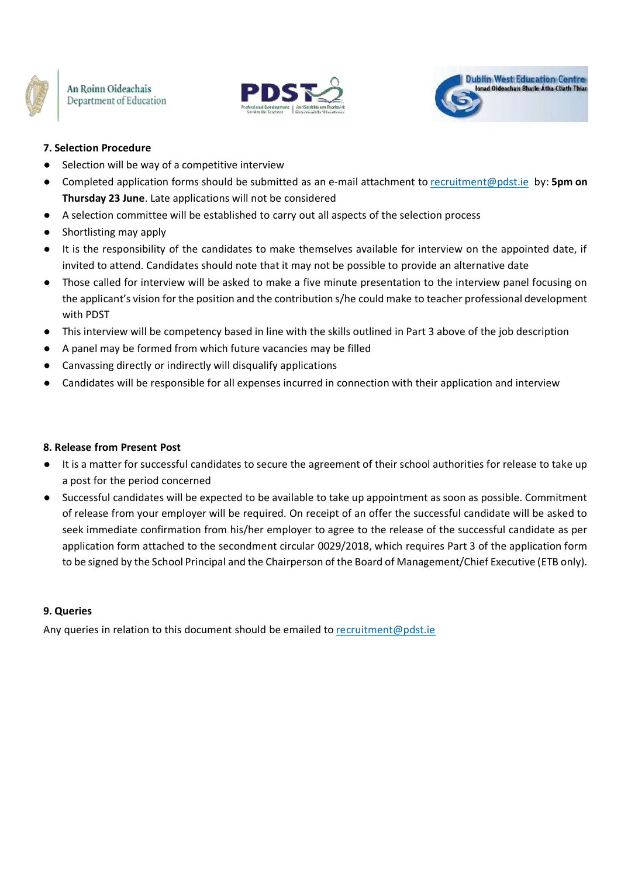**7. Selection Procedure**

- Selection will be way of a competitive interview
- Completed application forms should be submitted as an e-mail attachment to recruitment@pdst.ie by: **5pm on Thursday 23 June**. Late applications will not be considered
- A selection committee will be established to carry out all aspects of the selection process
- Shortlisting may apply
- It is the responsibility of the candidates to make themselves available for interview on the appointed date, if invited to attend. Candidates should note that it may not be possible to provide an alternative date
- Those called for interview will be asked to make a five minute presentation to the interview panel focusing on the applicant's vision for the position and the contribution s/he could make to teacher professional development with PDST
- This interview will be competency based in line with the skills outlined in Part 3 above of the job description
- A panel may be formed from which future vacancies may be filled
- Canvassing directly or indirectly will disqualify applications
- Candidates will be responsible for all expenses incurred in connection with their application and interview

**8. Release from Present Post**

- It is a matter for successful candidates to secure the agreement of their school authorities for release to take up a post for the period concerned
- Successful candidates will be expected to be available to take up appointment as soon as possible. Commitment of release from your employer will be required. On receipt of an offer the successful candidate will be asked to seek immediate confirmation from his/her employer to agree to the release of the successful candidate as per application form attached to the secondment circular 0029/2018, which requires Part 3 of the application form to be signed by the School Principal and the Chairperson of the Board of Management/Chief Executive (ETB only).

**9. Queries**

Any queries in relation to this document should be emailed to recruitment@pdst.ie